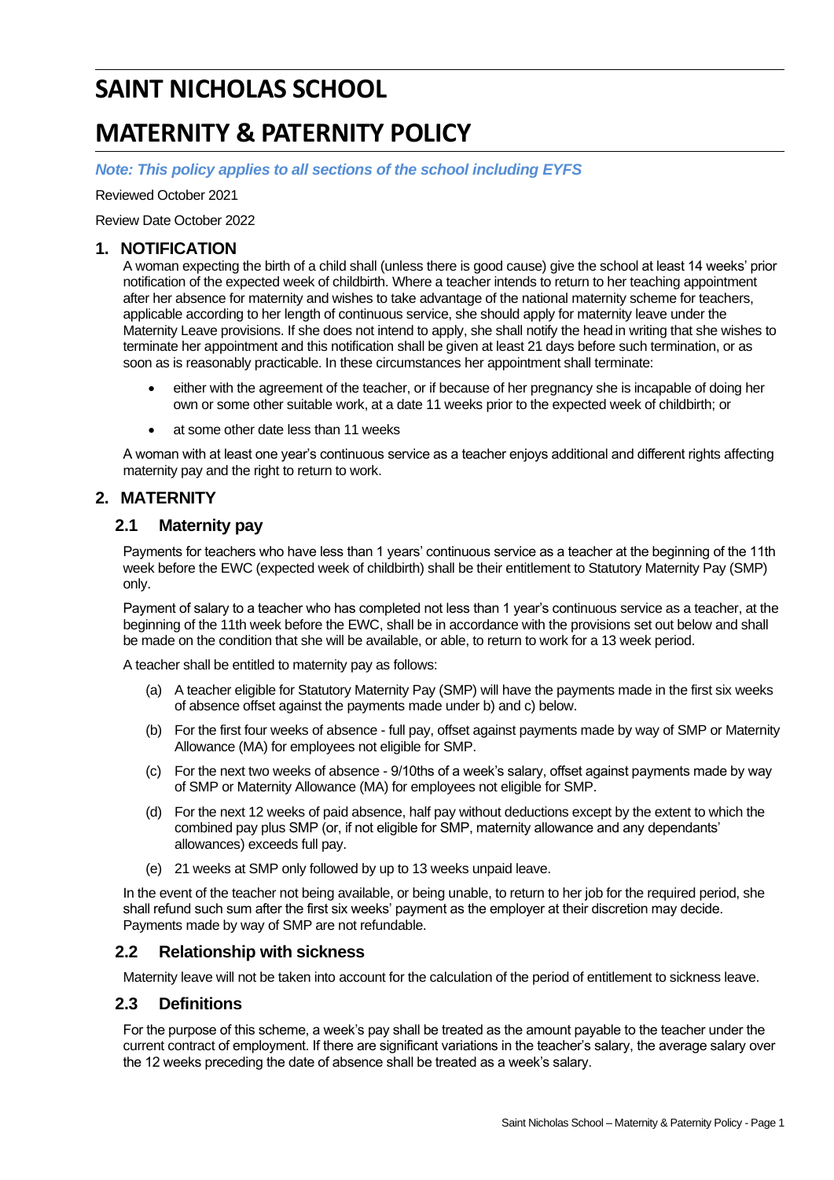# SAINT NICHOLAS SCHOOL

# MATERNITY & PATERNITY POLICY

***Note: This policy applies to all sections of the school including EYFS***

Reviewed October 2021

Review Date October 2022

## 1. NOTIFICATION

A woman expecting the birth of a child shall (unless there is good cause) give the school at least 14 weeks' prior notification of the expected week of childbirth. Where a teacher intends to return to her teaching appointment after her absence for maternity and wishes to take advantage of the national maternity scheme for teachers, applicable according to her length of continuous service, she should apply for maternity leave under the Maternity Leave provisions. If she does not intend to apply, she shall notify the head in writing that she wishes to terminate her appointment and this notification shall be given at least 21 days before such termination, or as soon as is reasonably practicable. In these circumstances her appointment shall terminate:

- either with the agreement of the teacher, or if because of her pregnancy she is incapable of doing her own or some other suitable work, at a date 11 weeks prior to the expected week of childbirth; or
- at some other date less than 11 weeks

A woman with at least one year's continuous service as a teacher enjoys additional and different rights affecting maternity pay and the right to return to work.

## 2. MATERNITY

### 2.1 Maternity pay

Payments for teachers who have less than 1 years' continuous service as a teacher at the beginning of the 11th week before the EWC (expected week of childbirth) shall be their entitlement to Statutory Maternity Pay (SMP) only.

Payment of salary to a teacher who has completed not less than 1 year's continuous service as a teacher, at the beginning of the 11th week before the EWC, shall be in accordance with the provisions set out below and shall be made on the condition that she will be available, or able, to return to work for a 13 week period.

A teacher shall be entitled to maternity pay as follows:

(a) A teacher eligible for Statutory Maternity Pay (SMP) will have the payments made in the first six weeks of absence offset against the payments made under b) and c) below.

(b) For the first four weeks of absence - full pay, offset against payments made by way of SMP or Maternity Allowance (MA) for employees not eligible for SMP.

(c) For the next two weeks of absence - 9/10ths of a week's salary, offset against payments made by way of SMP or Maternity Allowance (MA) for employees not eligible for SMP.

(d) For the next 12 weeks of paid absence, half pay without deductions except by the extent to which the combined pay plus SMP (or, if not eligible for SMP, maternity allowance and any dependants' allowances) exceeds full pay.

(e) 21 weeks at SMP only followed by up to 13 weeks unpaid leave.

In the event of the teacher not being available, or being unable, to return to her job for the required period, she shall refund such sum after the first six weeks' payment as the employer at their discretion may decide. Payments made by way of SMP are not refundable.

### 2.2 Relationship with sickness

Maternity leave will not be taken into account for the calculation of the period of entitlement to sickness leave.

### 2.3 Definitions

For the purpose of this scheme, a week's pay shall be treated as the amount payable to the teacher under the current contract of employment. If there are significant variations in the teacher's salary, the average salary over the 12 weeks preceding the date of absence shall be treated as a week's salary.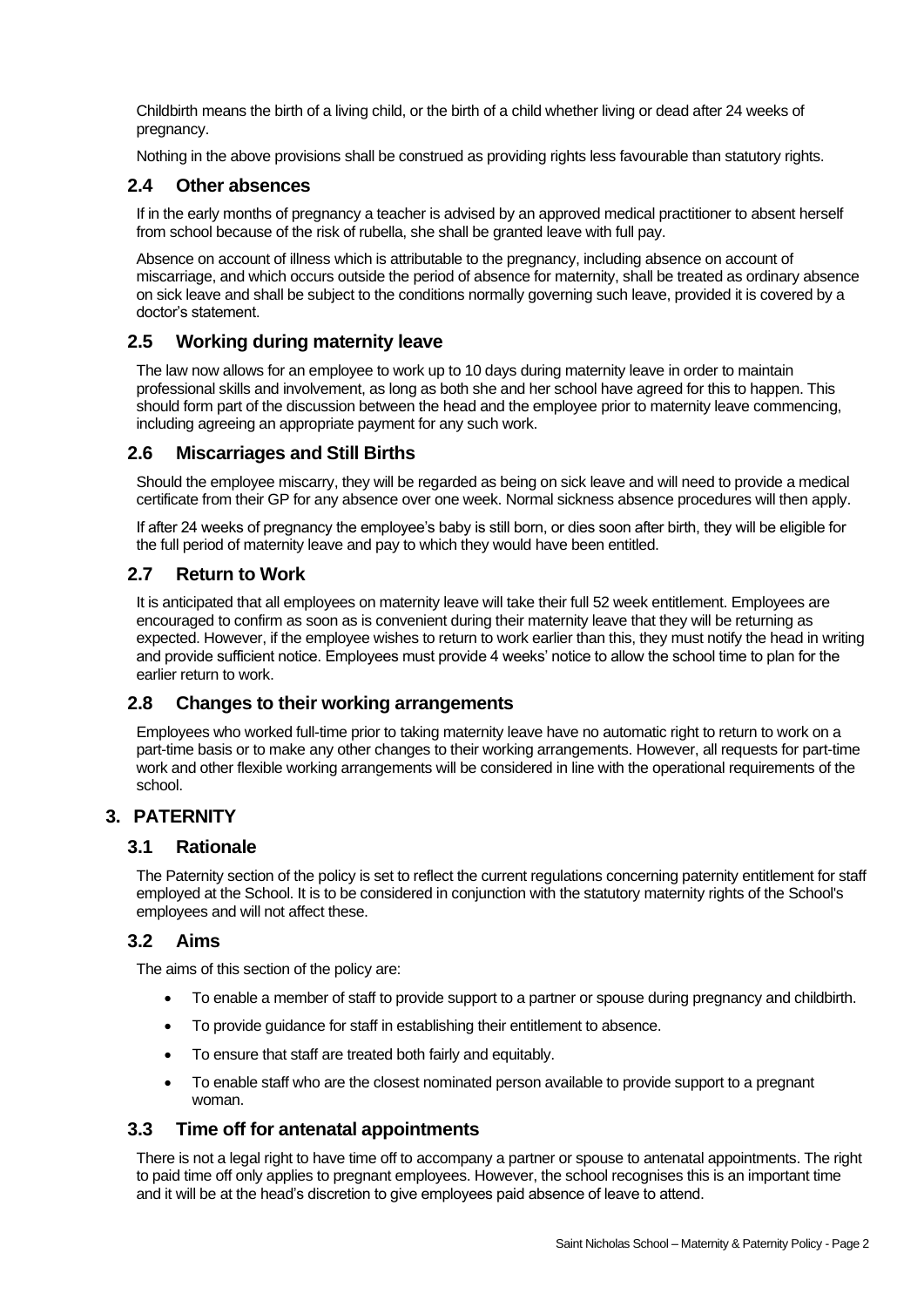Childbirth means the birth of a living child, or the birth of a child whether living or dead after 24 weeks of pregnancy.

Nothing in the above provisions shall be construed as providing rights less favourable than statutory rights.

### 2.4 Other absences

If in the early months of pregnancy a teacher is advised by an approved medical practitioner to absent herself from school because of the risk of rubella, she shall be granted leave with full pay.

Absence on account of illness which is attributable to the pregnancy, including absence on account of miscarriage, and which occurs outside the period of absence for maternity, shall be treated as ordinary absence on sick leave and shall be subject to the conditions normally governing such leave, provided it is covered by a doctor's statement.

### 2.5 Working during maternity leave

The law now allows for an employee to work up to 10 days during maternity leave in order to maintain professional skills and involvement, as long as both she and her school have agreed for this to happen. This should form part of the discussion between the head and the employee prior to maternity leave commencing, including agreeing an appropriate payment for any such work.

### 2.6 Miscarriages and Still Births

Should the employee miscarry, they will be regarded as being on sick leave and will need to provide a medical certificate from their GP for any absence over one week. Normal sickness absence procedures will then apply.

If after 24 weeks of pregnancy the employee's baby is still born, or dies soon after birth, they will be eligible for the full period of maternity leave and pay to which they would have been entitled.

### 2.7 Return to Work

It is anticipated that all employees on maternity leave will take their full 52 week entitlement. Employees are encouraged to confirm as soon as is convenient during their maternity leave that they will be returning as expected. However, if the employee wishes to return to work earlier than this, they must notify the head in writing and provide sufficient notice. Employees must provide 4 weeks' notice to allow the school time to plan for the earlier return to work.

### 2.8 Changes to their working arrangements

Employees who worked full-time prior to taking maternity leave have no automatic right to return to work on a part-time basis or to make any other changes to their working arrangements. However, all requests for part-time work and other flexible working arrangements will be considered in line with the operational requirements of the school.

## 3. PATERNITY

### 3.1 Rationale

The Paternity section of the policy is set to reflect the current regulations concerning paternity entitlement for staff employed at the School. It is to be considered in conjunction with the statutory maternity rights of the School's employees and will not affect these.

### 3.2 Aims

The aims of this section of the policy are:

- To enable a member of staff to provide support to a partner or spouse during pregnancy and childbirth.
- To provide guidance for staff in establishing their entitlement to absence.
- To ensure that staff are treated both fairly and equitably.
- To enable staff who are the closest nominated person available to provide support to a pregnant woman.

### 3.3 Time off for antenatal appointments

There is not a legal right to have time off to accompany a partner or spouse to antenatal appointments. The right to paid time off only applies to pregnant employees. However, the school recognises this is an important time and it will be at the head's discretion to give employees paid absence of leave to attend.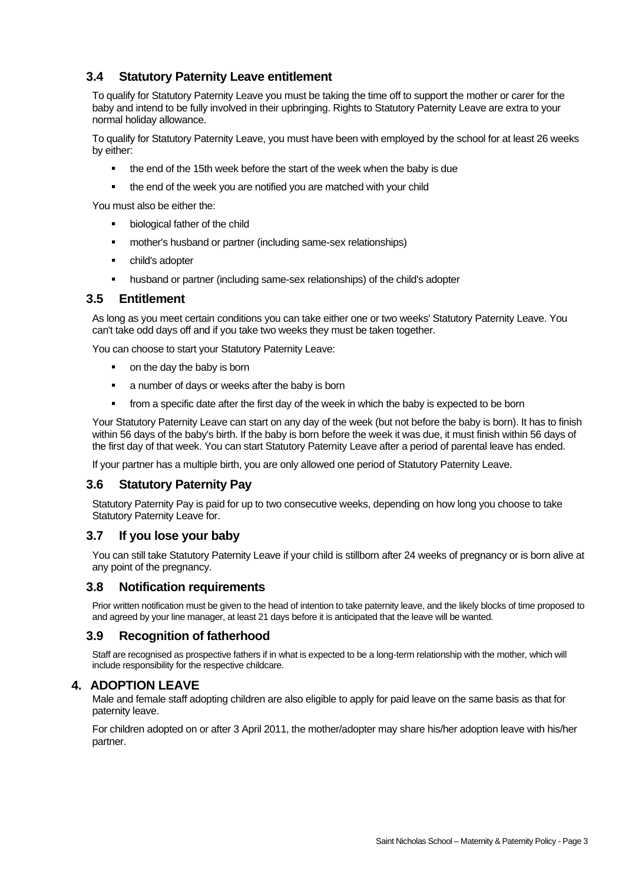### 3.4 Statutory Paternity Leave entitlement

To qualify for Statutory Paternity Leave you must be taking the time off to support the mother or carer for the baby and intend to be fully involved in their upbringing. Rights to Statutory Paternity Leave are extra to your normal holiday allowance.

To qualify for Statutory Paternity Leave, you must have been with employed by the school for at least 26 weeks by either:

- the end of the 15th week before the start of the week when the baby is due
- the end of the week you are notified you are matched with your child

You must also be either the:

- biological father of the child
- mother's husband or partner (including same-sex relationships)
- child's adopter
- husband or partner (including same-sex relationships) of the child's adopter

### 3.5 Entitlement

As long as you meet certain conditions you can take either one or two weeks' Statutory Paternity Leave. You can't take odd days off and if you take two weeks they must be taken together.

You can choose to start your Statutory Paternity Leave:

- on the day the baby is born
- a number of days or weeks after the baby is born
- from a specific date after the first day of the week in which the baby is expected to be born

Your Statutory Paternity Leave can start on any day of the week (but not before the baby is born). It has to finish within 56 days of the baby's birth. If the baby is born before the week it was due, it must finish within 56 days of the first day of that week. You can start Statutory Paternity Leave after a period of parental leave has ended.

If your partner has a multiple birth, you are only allowed one period of Statutory Paternity Leave.

### 3.6 Statutory Paternity Pay

Statutory Paternity Pay is paid for up to two consecutive weeks, depending on how long you choose to take Statutory Paternity Leave for.

### 3.7 If you lose your baby

You can still take Statutory Paternity Leave if your child is stillborn after 24 weeks of pregnancy or is born alive at any point of the pregnancy.

### 3.8 Notification requirements

Prior written notification must be given to the head of intention to take paternity leave, and the likely blocks of time proposed to and agreed by your line manager, at least 21 days before it is anticipated that the leave will be wanted.

### 3.9 Recognition of fatherhood

Staff are recognised as prospective fathers if in what is expected to be a long-term relationship with the mother, which will include responsibility for the respective childcare.

## 4. ADOPTION LEAVE

Male and female staff adopting children are also eligible to apply for paid leave on the same basis as that for paternity leave.

For children adopted on or after 3 April 2011, the mother/adopter may share his/her adoption leave with his/her partner.